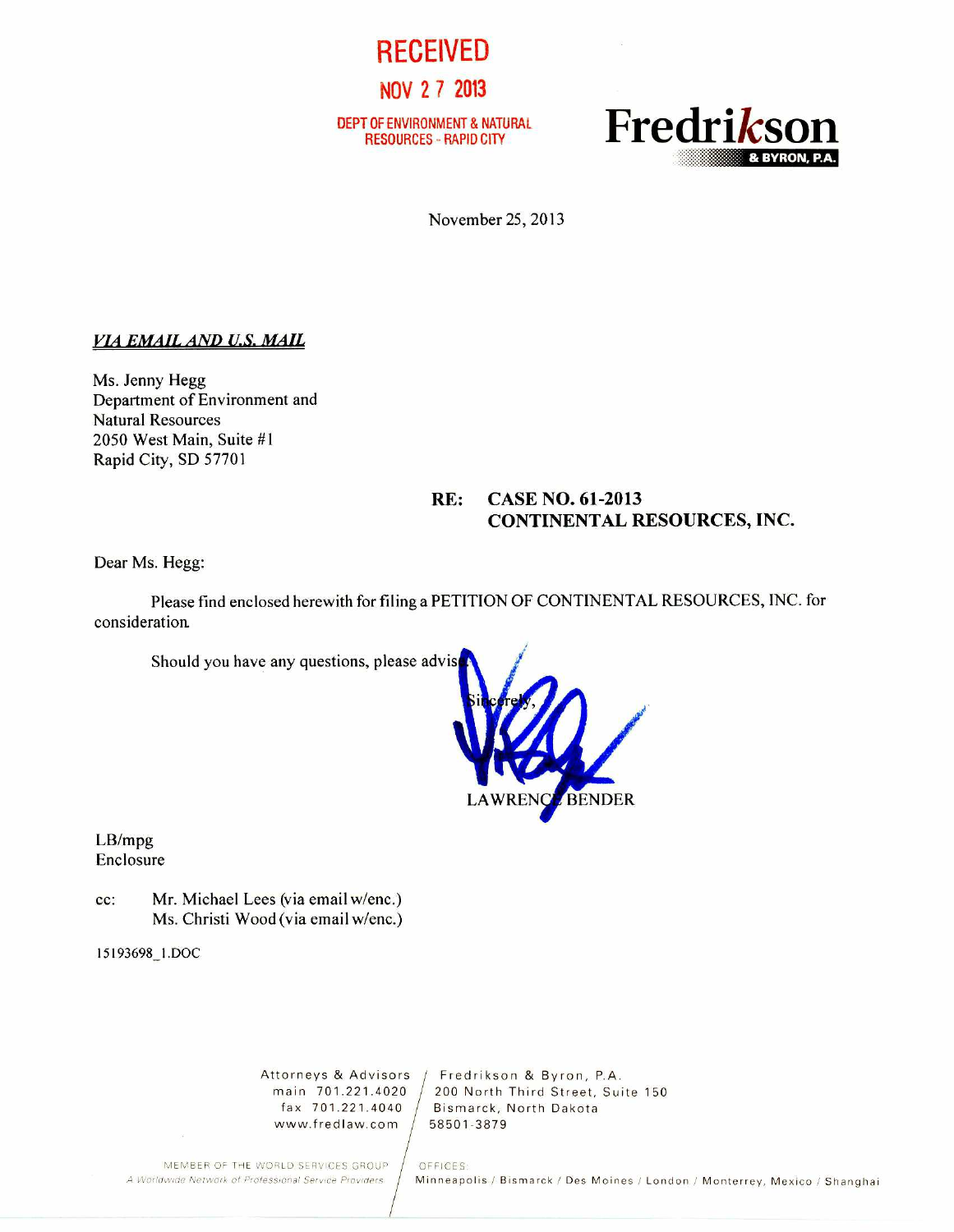**RECEIVED**

**NOV 27 2013**

**DEPT OF ENVIRONMENT & NATURAL RESOURCES - RAPID CITY**

**Fredrikson**
**& BYRON, P.A.**

November 25, 2013

***VIA EMAIL AND U.S. MAIL***

Ms. Jenny Hegg
Department of Environment and
Natural Resources
2050 West Main, Suite #1
Rapid City, SD 57701

**RE: CASE NO. 61-2013**
**CONTINENTAL RESOURCES, INC.**

Dear Ms. Hegg:

Please find enclosed herewith for filing a PETITION OF CONTINENTAL RESOURCES, INC. for consideration.

Should you have any questions, please advise.

Sincerely,

LAWRENCE BENDER

LB/mpg
Enclosure

cc: Mr. Michael Lees (via email w/enc.)
Ms. Christi Wood (via email w/enc.)

15193698_1.DOC

Attorneys & Advisors
main 701.221.4020
fax 701.221.4040
www.fredlaw.com

Fredrikson & Byron, P.A.
200 North Third Street, Suite 150
Bismarck, North Dakota
58501-3879

MEMBER OF THE WORLD SERVICES GROUP
A Worldwide Network of Professional Service Providers

OFFICES:
Minneapolis / Bismarck / Des Moines / London / Monterrey, Mexico / Shanghai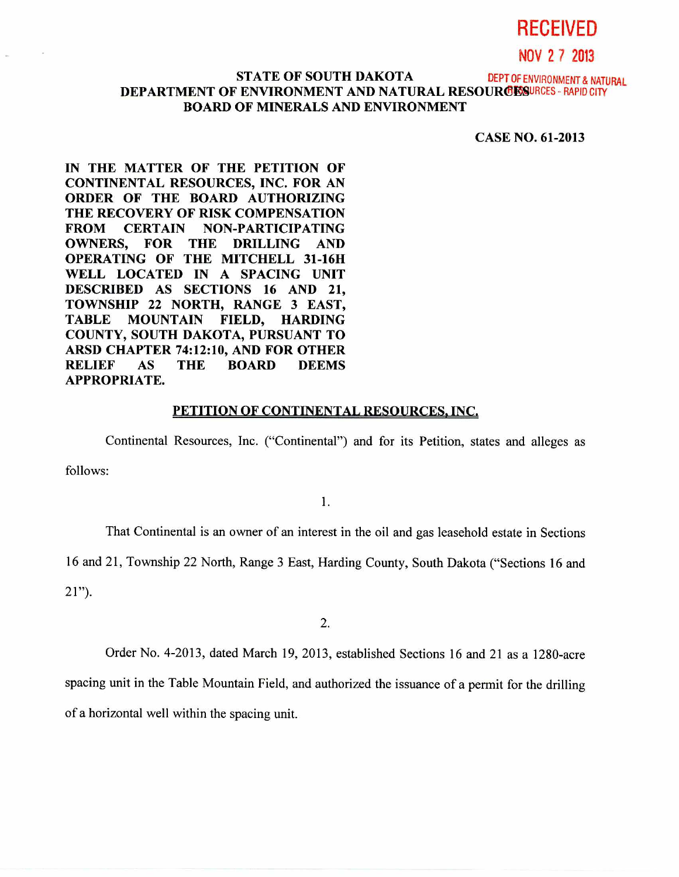RECEIVED

NOV 27 2013

DEPT OF ENVIRONMENT & NATURAL RESOURCES - RAPID CITY

**STATE OF SOUTH DAKOTA**
**DEPARTMENT OF ENVIRONMENT AND NATURAL RESOURCES**
**BOARD OF MINERALS AND ENVIRONMENT**

**CASE NO. 61-2013**

**IN THE MATTER OF THE PETITION OF CONTINENTAL RESOURCES, INC. FOR AN ORDER OF THE BOARD AUTHORIZING THE RECOVERY OF RISK COMPENSATION FROM CERTAIN NON-PARTICIPATING OWNERS, FOR THE DRILLING AND OPERATING OF THE MITCHELL 31-16H WELL LOCATED IN A SPACING UNIT DESCRIBED AS SECTIONS 16 AND 21, TOWNSHIP 22 NORTH, RANGE 3 EAST, TABLE MOUNTAIN FIELD, HARDING COUNTY, SOUTH DAKOTA, PURSUANT TO ARSD CHAPTER 74:12:10, AND FOR OTHER RELIEF AS THE BOARD DEEMS APPROPRIATE.**

**PETITION OF CONTINENTAL RESOURCES, INC.**

Continental Resources, Inc. ("Continental") and for its Petition, states and alleges as follows:

1.

That Continental is an owner of an interest in the oil and gas leasehold estate in Sections 16 and 21, Township 22 North, Range 3 East, Harding County, South Dakota ("Sections 16 and 21").

2.

Order No. 4-2013, dated March 19, 2013, established Sections 16 and 21 as a 1280-acre spacing unit in the Table Mountain Field, and authorized the issuance of a permit for the drilling of a horizontal well within the spacing unit.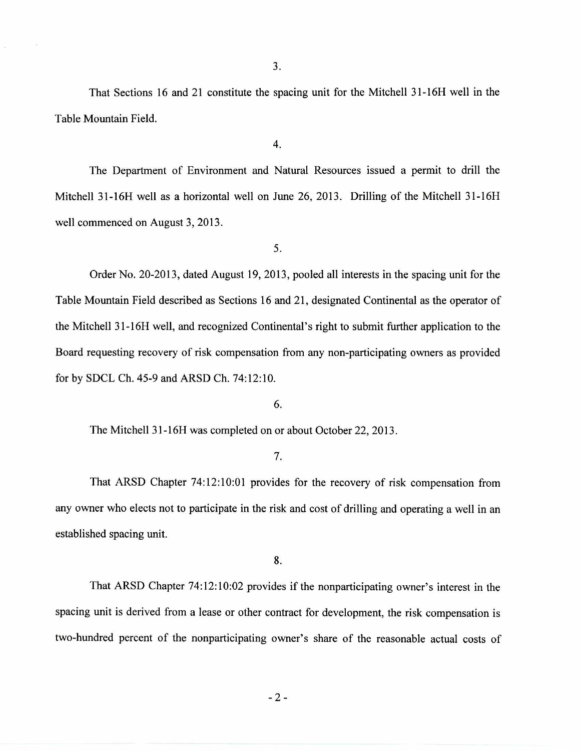3.

That Sections 16 and 21 constitute the spacing unit for the Mitchell 31-16H well in the Table Mountain Field.

4.

The Department of Environment and Natural Resources issued a permit to drill the Mitchell 31-16H well as a horizontal well on June 26, 2013. Drilling of the Mitchell 31-16H well commenced on August 3, 2013.

5.

Order No. 20-2013, dated August 19, 2013, pooled all interests in the spacing unit for the Table Mountain Field described as Sections 16 and 21, designated Continental as the operator of the Mitchell 31-16H well, and recognized Continental's right to submit further application to the Board requesting recovery of risk compensation from any non-participating owners as provided for by SDCL Ch. 45-9 and ARSD Ch. 74:12:10.

6.

The Mitchell 31-16H was completed on or about October 22, 2013.

7.

That ARSD Chapter 74:12:10:01 provides for the recovery of risk compensation from any owner who elects not to participate in the risk and cost of drilling and operating a well in an established spacing unit.

8.

That ARSD Chapter 74:12:10:02 provides if the nonparticipating owner's interest in the spacing unit is derived from a lease or other contract for development, the risk compensation is two-hundred percent of the nonparticipating owner's share of the reasonable actual costs of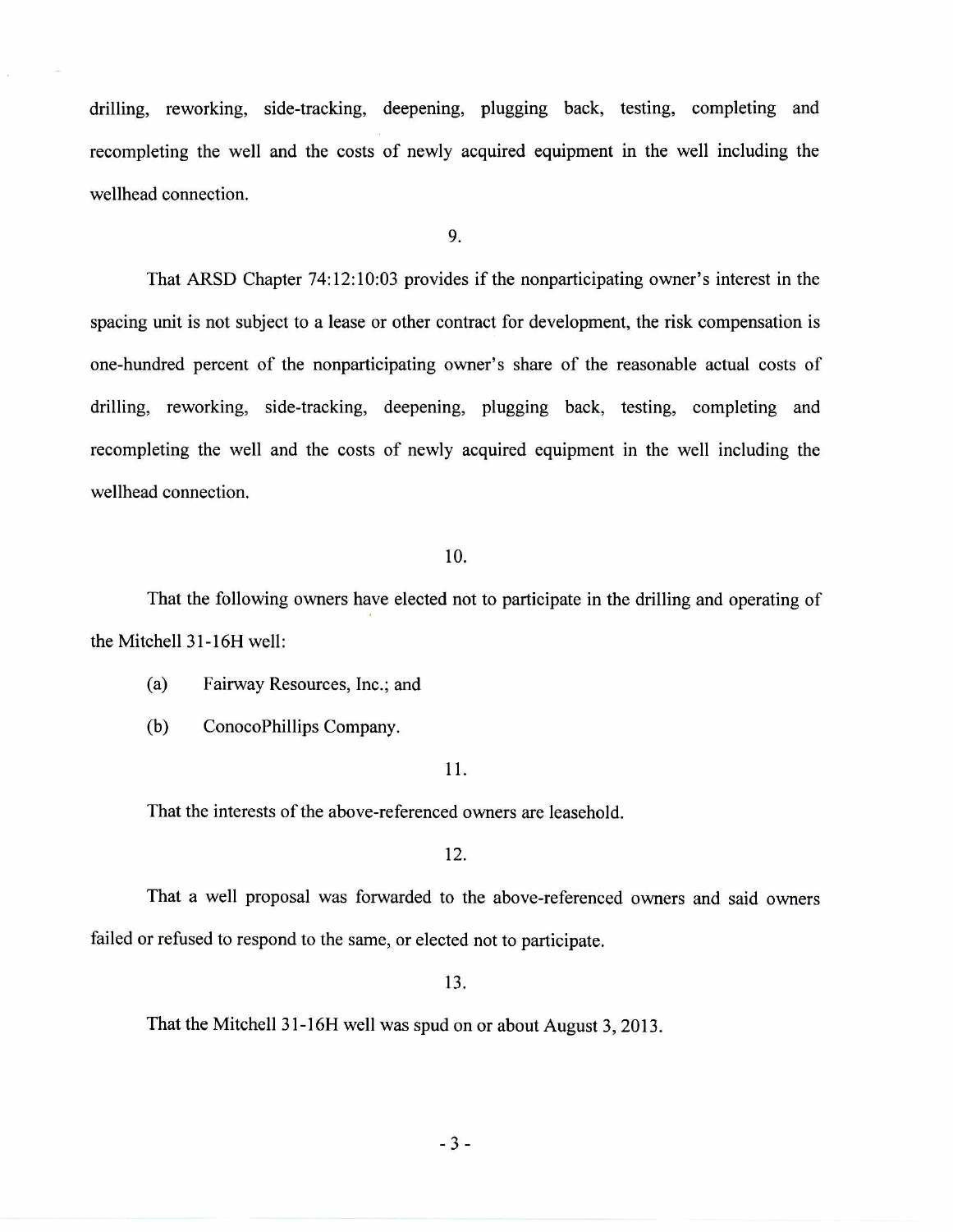drilling, reworking, side-tracking, deepening, plugging back, testing, completing and recompleting the well and the costs of newly acquired equipment in the well including the wellhead connection.

9.

That ARSD Chapter 74:12:10:03 provides if the nonparticipating owner's interest in the spacing unit is not subject to a lease or other contract for development, the risk compensation is one-hundred percent of the nonparticipating owner's share of the reasonable actual costs of drilling, reworking, side-tracking, deepening, plugging back, testing, completing and recompleting the well and the costs of newly acquired equipment in the well including the wellhead connection.

10.

That the following owners have elected not to participate in the drilling and operating of the Mitchell 31-16H well:

(a) Fairway Resources, Inc.; and

(b) ConocoPhillips Company.

11.

That the interests of the above-referenced owners are leasehold.

12.

That a well proposal was forwarded to the above-referenced owners and said owners failed or refused to respond to the same, or elected not to participate.

13.

That the Mitchell 31-16H well was spud on or about August 3, 2013.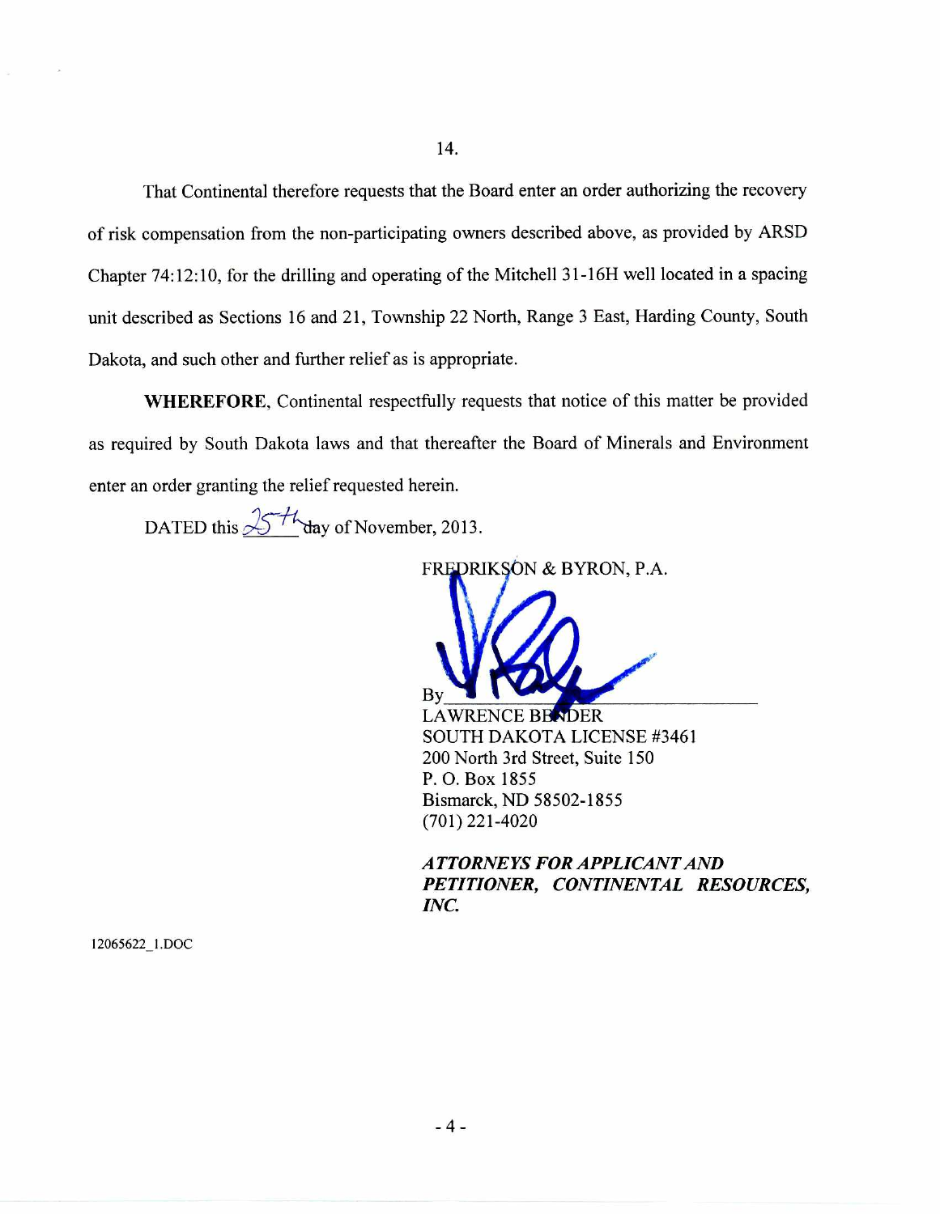14.

That Continental therefore requests that the Board enter an order authorizing the recovery of risk compensation from the non-participating owners described above, as provided by ARSD Chapter 74:12:10, for the drilling and operating of the Mitchell 31-16H well located in a spacing unit described as Sections 16 and 21, Township 22 North, Range 3 East, Harding County, South Dakota, and such other and further relief as is appropriate.

**WHEREFORE**, Continental respectfully requests that notice of this matter be provided as required by South Dakota laws and that thereafter the Board of Minerals and Environment enter an order granting the relief requested herein.

DATED this 25th day of November, 2013.

FREDRIKSON & BYRON, P.A.

By\_\_\_\_\_\_\_\_\_\_\_\_\_\_\_\_\_\_\_\_\_\_\_\_\_\_\_\_\_\_
LAWRENCE BENDER
SOUTH DAKOTA LICENSE #3461
200 North 3rd Street, Suite 150
P. O. Box 1855
Bismarck, ND 58502-1855
(701) 221-4020

***ATTORNEYS FOR APPLICANT AND PETITIONER, CONTINENTAL RESOURCES, INC.***

12065622_1.DOC